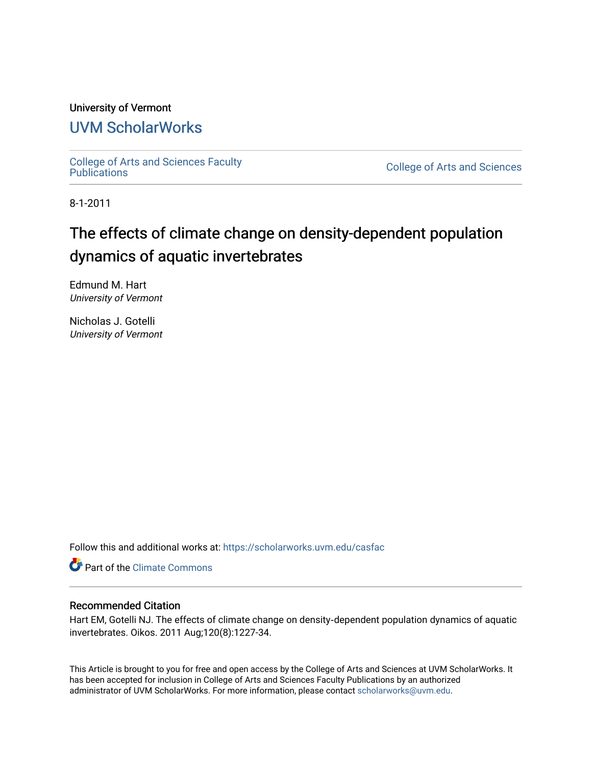University of Vermont

## UVM ScholarWorks

College of Arts and Sciences Faculty Publications

College of Arts and Sciences

8-1-2011

# The effects of climate change on density-dependent population dynamics of aquatic invertebrates

Edmund M. Hart
*University of Vermont*

Nicholas J. Gotelli
*University of Vermont*

Follow this and additional works at: https://scholarworks.uvm.edu/casfac

Part of the Climate Commons

### Recommended Citation

Hart EM, Gotelli NJ. The effects of climate change on density-dependent population dynamics of aquatic invertebrates. Oikos. 2011 Aug;120(8):1227-34.

This Article is brought to you for free and open access by the College of Arts and Sciences at UVM ScholarWorks. It has been accepted for inclusion in College of Arts and Sciences Faculty Publications by an authorized administrator of UVM ScholarWorks. For more information, please contact scholarworks@uvm.edu.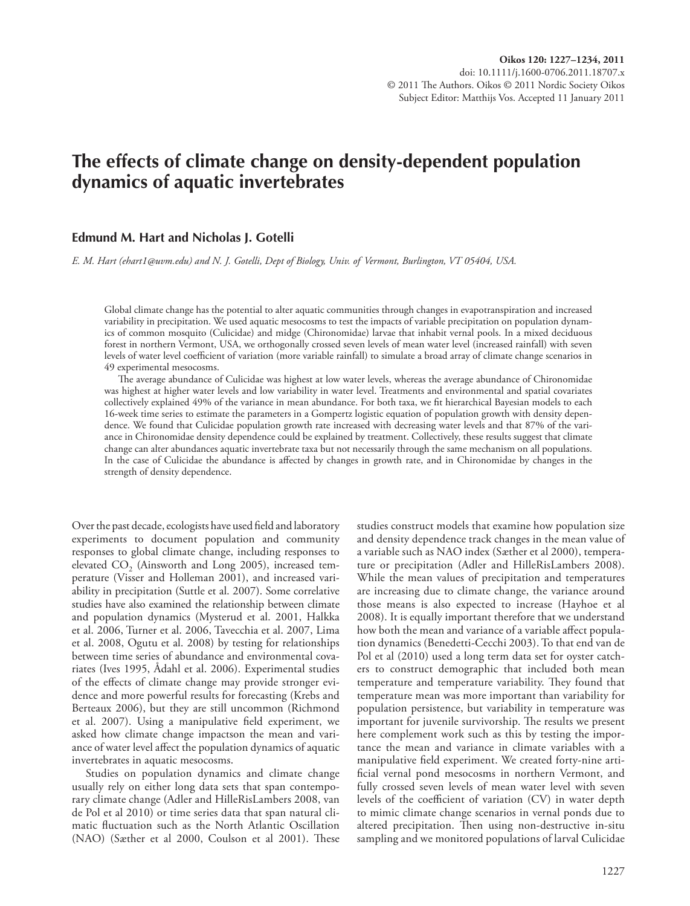# The effects of climate change on density-dependent population dynamics of aquatic invertebrates

**Edmund M. Hart and Nicholas J. Gotelli**

*E. M. Hart (ehart1@uvm.edu) and N. J. Gotelli, Dept of Biology, Univ. of Vermont, Burlington, VT 05404, USA.*

Global climate change has the potential to alter aquatic communities through changes in evapotranspiration and increased variability in precipitation. We used aquatic mesocosms to test the impacts of variable precipitation on population dynamics of common mosquito (Culicidae) and midge (Chironomidae) larvae that inhabit vernal pools. In a mixed deciduous forest in northern Vermont, USA, we orthogonally crossed seven levels of mean water level (increased rainfall) with seven levels of water level coefficient of variation (more variable rainfall) to simulate a broad array of climate change scenarios in 49 experimental mesocosms.

The average abundance of Culicidae was highest at low water levels, whereas the average abundance of Chironomidae was highest at higher water levels and low variability in water level. Treatments and environmental and spatial covariates collectively explained 49% of the variance in mean abundance. For both taxa, we fit hierarchical Bayesian models to each 16-week time series to estimate the parameters in a Gompertz logistic equation of population growth with density dependence. We found that Culicidae population growth rate increased with decreasing water levels and that 87% of the variance in Chironomidae density dependence could be explained by treatment. Collectively, these results suggest that climate change can alter abundances aquatic invertebrate taxa but not necessarily through the same mechanism on all populations. In the case of Culicidae the abundance is affected by changes in growth rate, and in Chironomidae by changes in the strength of density dependence.

Over the past decade, ecologists have used field and laboratory experiments to document population and community responses to global climate change, including responses to elevated $CO_2$ (Ainsworth and Long 2005), increased temperature (Visser and Holleman 2001), and increased variability in precipitation (Suttle et al. 2007). Some correlative studies have also examined the relationship between climate and population dynamics (Mysterud et al. 2001, Halkka et al. 2006, Turner et al. 2006, Tavecchia et al. 2007, Lima et al. 2008, Ogutu et al. 2008) by testing for relationships between time series of abundance and environmental covariates (Ives 1995, Ådahl et al. 2006). Experimental studies of the effects of climate change may provide stronger evidence and more powerful results for forecasting (Krebs and Berteaux 2006), but they are still uncommon (Richmond et al. 2007). Using a manipulative field experiment, we asked how climate change impactson the mean and variance of water level affect the population dynamics of aquatic invertebrates in aquatic mesocosms.

Studies on population dynamics and climate change usually rely on either long data sets that span contemporary climate change (Adler and HilleRisLambers 2008, van de Pol et al 2010) or time series data that span natural climatic fluctuation such as the North Atlantic Oscillation (NAO) (Sæther et al 2000, Coulson et al 2001). These studies construct models that examine how population size and density dependence track changes in the mean value of a variable such as NAO index (Sæther et al 2000), temperature or precipitation (Adler and HilleRisLambers 2008). While the mean values of precipitation and temperatures are increasing due to climate change, the variance around those means is also expected to increase (Hayhoe et al 2008). It is equally important therefore that we understand how both the mean and variance of a variable affect population dynamics (Benedetti-Cecchi 2003). To that end van de Pol et al (2010) used a long term data set for oyster catchers to construct demographic that included both mean temperature and temperature variability. They found that temperature mean was more important than variability for population persistence, but variability in temperature was important for juvenile survivorship. The results we present here complement work such as this by testing the importance the mean and variance in climate variables with a manipulative field experiment. We created forty-nine artificial vernal pond mesocosms in northern Vermont, and fully crossed seven levels of mean water level with seven levels of the coefficient of variation (CV) in water depth to mimic climate change scenarios in vernal ponds due to altered precipitation. Then using non-destructive in-situ sampling and we monitored populations of larval Culicidae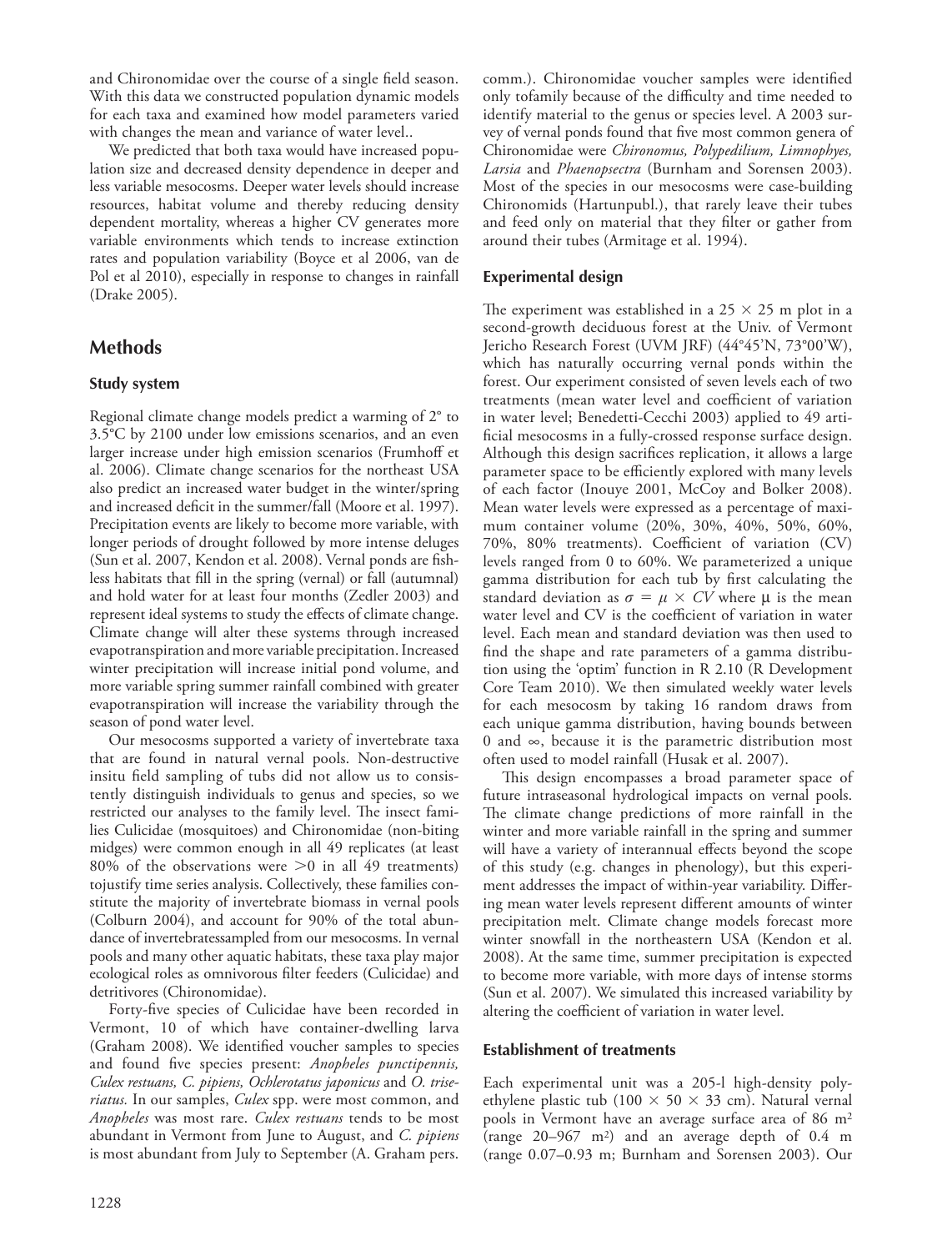and Chironomidae over the course of a single field season. With this data we constructed population dynamic models for each taxa and examined how model parameters varied with changes the mean and variance of water level..

We predicted that both taxa would have increased population size and decreased density dependence in deeper and less variable mesocosms. Deeper water levels should increase resources, habitat volume and thereby reducing density dependent mortality, whereas a higher CV generates more variable environments which tends to increase extinction rates and population variability (Boyce et al 2006, van de Pol et al 2010), especially in response to changes in rainfall (Drake 2005).

## Methods

### Study system

Regional climate change models predict a warming of 2° to 3.5°C by 2100 under low emissions scenarios, and an even larger increase under high emission scenarios (Frumhoff et al. 2006). Climate change scenarios for the northeast USA also predict an increased water budget in the winter/spring and increased deficit in the summer/fall (Moore et al. 1997). Precipitation events are likely to become more variable, with longer periods of drought followed by more intense deluges (Sun et al. 2007, Kendon et al. 2008). Vernal ponds are fishless habitats that fill in the spring (vernal) or fall (autumnal) and hold water for at least four months (Zedler 2003) and represent ideal systems to study the effects of climate change. Climate change will alter these systems through increased evapotranspiration and more variable precipitation. Increased winter precipitation will increase initial pond volume, and more variable spring summer rainfall combined with greater evapotranspiration will increase the variability through the season of pond water level.

Our mesocosms supported a variety of invertebrate taxa that are found in natural vernal pools. Non-destructive insitu field sampling of tubs did not allow us to consistently distinguish individuals to genus and species, so we restricted our analyses to the family level. The insect families Culicidae (mosquitoes) and Chironomidae (non-biting midges) were common enough in all 49 replicates (at least 80% of the observations were $>0$ in all 49 treatments) tojustify time series analysis. Collectively, these families constitute the majority of invertebrate biomass in vernal pools (Colburn 2004), and account for 90% of the total abundance of invertebratessampled from our mesocosms. In vernal pools and many other aquatic habitats, these taxa play major ecological roles as omnivorous filter feeders (Culicidae) and detritivores (Chironomidae).

Forty-five species of Culicidae have been recorded in Vermont, 10 of which have container-dwelling larva (Graham 2008). We identified voucher samples to species and found five species present: *Anopheles punctipennis, Culex restuans, C. pipiens, Ochlerotatus japonicus* and *O. triseriatus*. In our samples, *Culex* spp. were most common, and *Anopheles* was most rare. *Culex restuans* tends to be most abundant in Vermont from June to August, and *C. pipiens* is most abundant from July to September (A. Graham pers. comm.). Chironomidae voucher samples were identified only tofamily because of the difficulty and time needed to identify material to the genus or species level. A 2003 survey of vernal ponds found that five most common genera of Chironomidae were *Chironomus, Polypedilium, Limnophyes, Larsia* and *Phaenopsectra* (Burnham and Sorensen 2003). Most of the species in our mesocosms were case-building Chironomids (Hartunpubl.), that rarely leave their tubes and feed only on material that they filter or gather from around their tubes (Armitage et al. 1994).

### Experimental design

The experiment was established in a $25 \times 25$ m plot in a second-growth deciduous forest at the Univ. of Vermont Jericho Research Forest (UVM JRF) (44°45'N, 73°00'W), which has naturally occurring vernal ponds within the forest. Our experiment consisted of seven levels each of two treatments (mean water level and coefficient of variation in water level; Benedetti-Cecchi 2003) applied to 49 artificial mesocosms in a fully-crossed response surface design. Although this design sacrifices replication, it allows a large parameter space to be efficiently explored with many levels of each factor (Inouye 2001, McCoy and Bolker 2008). Mean water levels were expressed as a percentage of maximum container volume (20%, 30%, 40%, 50%, 60%, 70%, 80% treatments). Coefficient of variation (CV) levels ranged from 0 to 60%. We parameterized a unique gamma distribution for each tub by first calculating the standard deviation as $\sigma = \mu \times CV$ where $\mu$ is the mean water level and CV is the coefficient of variation in water level. Each mean and standard deviation was then used to find the shape and rate parameters of a gamma distribution using the 'optim' function in R 2.10 (R Development Core Team 2010). We then simulated weekly water levels for each mesocosm by taking 16 random draws from each unique gamma distribution, having bounds between 0 and $\infty$, because it is the parametric distribution most often used to model rainfall (Husak et al. 2007).

This design encompasses a broad parameter space of future intraseasonal hydrological impacts on vernal pools. The climate change predictions of more rainfall in the winter and more variable rainfall in the spring and summer will have a variety of interannual effects beyond the scope of this study (e.g. changes in phenology), but this experiment addresses the impact of within-year variability. Differing mean water levels represent different amounts of winter precipitation melt. Climate change models forecast more winter snowfall in the northeastern USA (Kendon et al. 2008). At the same time, summer precipitation is expected to become more variable, with more days of intense storms (Sun et al. 2007). We simulated this increased variability by altering the coefficient of variation in water level.

### Establishment of treatments

Each experimental unit was a 205-l high-density polyethylene plastic tub ($100 \times 50 \times 33$ cm). Natural vernal pools in Vermont have an average surface area of 86 m$^2$ (range 20–967 m$^2$) and an average depth of 0.4 m (range 0.07–0.93 m; Burnham and Sorensen 2003). Our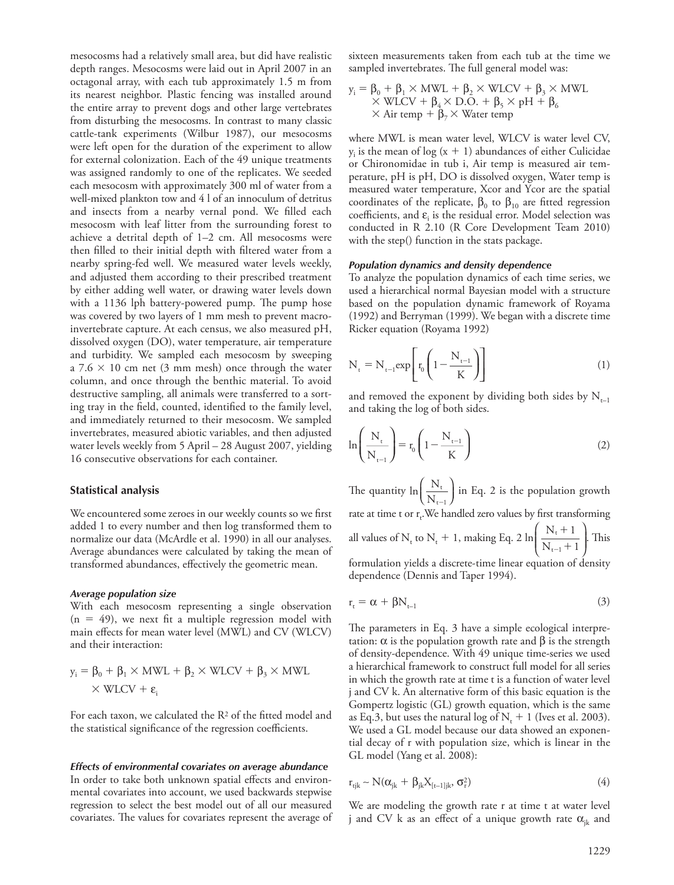mesocosms had a relatively small area, but did have realistic depth ranges. Mesocosms were laid out in April 2007 in an octagonal array, with each tub approximately 1.5 m from its nearest neighbor. Plastic fencing was installed around the entire array to prevent dogs and other large vertebrates from disturbing the mesocosms. In contrast to many classic cattle-tank experiments (Wilbur 1987), our mesocosms were left open for the duration of the experiment to allow for external colonization. Each of the 49 unique treatments was assigned randomly to one of the replicates. We seeded each mesocosm with approximately 300 ml of water from a well-mixed plankton tow and 4 l of an innoculum of detritus and insects from a nearby vernal pond. We filled each mesocosm with leaf litter from the surrounding forest to achieve a detrital depth of 1–2 cm. All mesocosms were then filled to their initial depth with filtered water from a nearby spring-fed well. We measured water levels weekly, and adjusted them according to their prescribed treatment by either adding well water, or drawing water levels down with a 1136 lph battery-powered pump. The pump hose was covered by two layers of 1 mm mesh to prevent macroinvertebrate capture. At each census, we also measured pH, dissolved oxygen (DO), water temperature, air temperature and turbidity. We sampled each mesocosm by sweeping a 7.6 × 10 cm net (3 mm mesh) once through the water column, and once through the benthic material. To avoid destructive sampling, all animals were transferred to a sorting tray in the field, counted, identified to the family level, and immediately returned to their mesocosm. We sampled invertebrates, measured abiotic variables, and then adjusted water levels weekly from 5 April – 28 August 2007, yielding 16 consecutive observations for each container.

## Statistical analysis

We encountered some zeroes in our weekly counts so we first added 1 to every number and then log transformed them to normalize our data (McArdle et al. 1990) in all our analyses. Average abundances were calculated by taking the mean of transformed abundances, effectively the geometric mean.

### *Average population size*

With each mesocosm representing a single observation ($n = 49$), we next fit a multiple regression model with main effects for mean water level (MWL) and CV (WLCV) and their interaction:

$$y_i = \beta_0 + \beta_1 \times \text{MWL} + \beta_2 \times \text{WLCV} + \beta_3 \times \text{MWL} \times \text{WLCV} + \varepsilon_i$$

For each taxon, we calculated the $R^2$ of the fitted model and the statistical significance of the regression coefficients.

### *Effects of environmental covariates on average abundance*

In order to take both unknown spatial effects and environmental covariates into account, we used backwards stepwise regression to select the best model out of all our measured covariates. The values for covariates represent the average of sixteen measurements taken from each tub at the time we sampled invertebrates. The full general model was:

$$y_i = \beta_0 + \beta_1 \times \text{MWL} + \beta_2 \times \text{WLCV} + \beta_3 \times \text{MWL} \times \text{WLCV} + \beta_4 \times \text{D.O.} + \beta_5 \times \text{pH} + \beta_6 \times \text{Air temp} + \beta_7 \times \text{Water temp}$$

where MWL is mean water level, WLCV is water level CV, $y_i$ is the mean of log $(x + 1)$ abundances of either Culicidae or Chironomidae in tub i, Air temp is measured air temperature, pH is pH, DO is dissolved oxygen, Water temp is measured water temperature, Xcor and Ycor are the spatial coordinates of the replicate, $\beta_0$ to $\beta_{10}$ are fitted regression coefficients, and $\varepsilon_i$ is the residual error. Model selection was conducted in R 2.10 (R Core Development Team 2010) with the step() function in the stats package.

### *Population dynamics and density dependence*

To analyze the population dynamics of each time series, we used a hierarchical normal Bayesian model with a structure based on the population dynamic framework of Royama (1992) and Berryman (1999). We began with a discrete time Ricker equation (Royama 1992)

$$N_t = N_{t-1}\exp\left[r_0\left(1 - \frac{N_{t-1}}{K}\right)\right] \tag{1}$$

and removed the exponent by dividing both sides by $N_{t-1}$ and taking the log of both sides.

$$\ln\left(\frac{N_t}{N_{t-1}}\right) = r_0\left(1 - \frac{N_{t-1}}{K}\right) \tag{2}$$

The quantity $\ln\left(\frac{N_t}{N_{t-1}}\right)$ in Eq. 2 is the population growth rate at time t or $r_t$. We handled zero values by first transforming all values of $N_t$ to $N_t + 1$, making Eq. 2 $\ln\left(\frac{N_t + 1}{N_{t-1} + 1}\right)$. This formulation yields a discrete-time linear equation of density dependence (Dennis and Taper 1994).

$$r_t = \alpha + \beta N_{t-1} \tag{3}$$

The parameters in Eq. 3 have a simple ecological interpretation: $\alpha$ is the population growth rate and $\beta$ is the strength of density-dependence. With 49 unique time-series we used a hierarchical framework to construct full model for all series in which the growth rate at time t is a function of water level j and CV k. An alternative form of this basic equation is the Gompertz logistic (GL) growth equation, which is the same as Eq.3, but uses the natural log of $N_t + 1$ (Ives et al. 2003). We used a GL model because our data showed an exponential decay of r with population size, which is linear in the GL model (Yang et al. 2008):

$$r_{tjk} \sim N(\alpha_{jk} + \beta_{jk}X_{[t-1]jk}, \sigma_r^2) \tag{4}$$

We are modeling the growth rate r at time t at water level j and CV k as an effect of a unique growth rate $\alpha_{jk}$ and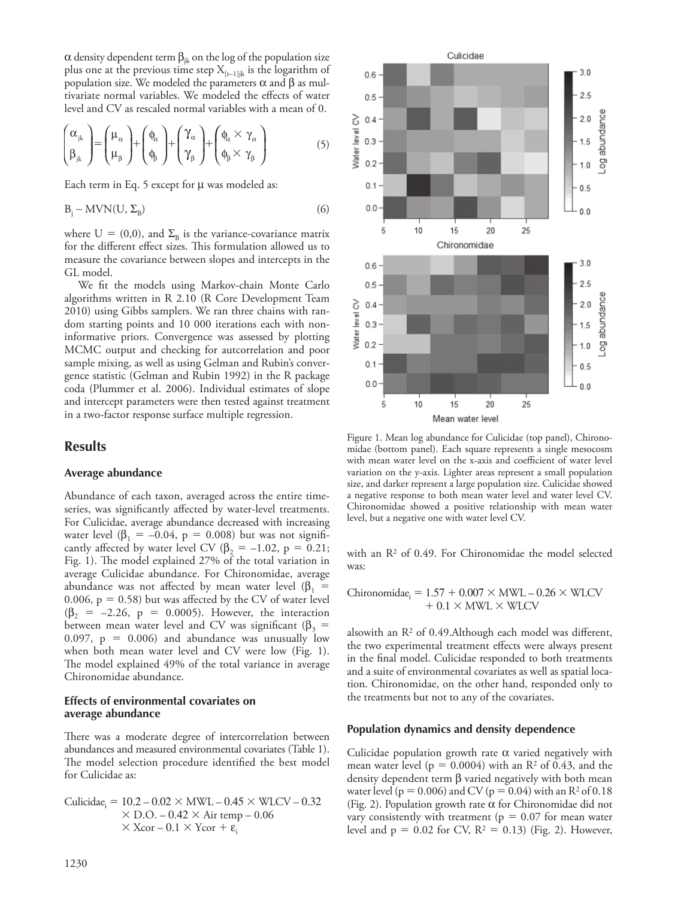α density dependent term $\beta_{jk}$ on the log of the population size plus one at the previous time step $X_{[t-1]jk}$ is the logarithm of population size. We modeled the parameters α and β as multivariate normal variables. We modeled the effects of water level and CV as rescaled normal variables with a mean of 0.

$$\begin{pmatrix}\alpha_{jk}\\ \beta_{jk}\end{pmatrix}=\begin{pmatrix}\mu_{\alpha}\\ \mu_{\beta}\end{pmatrix}+\begin{pmatrix}\phi_{\alpha}\\ \phi_{\beta}\end{pmatrix}+\begin{pmatrix}\gamma_{\alpha}\\ \gamma_{\beta}\end{pmatrix}+\begin{pmatrix}\phi_{\alpha}\times\gamma_{\alpha}\\ \phi_{\beta}\times\gamma_{\beta}\end{pmatrix} \quad (5)$$

Each term in Eq. 5 except for μ was modeled as:

$$B_j \sim MVN(U, \Sigma_B) \quad (6)$$

where $U = (0,0)$, and $\Sigma_B$ is the variance-covariance matrix for the different effect sizes. This formulation allowed us to measure the covariance between slopes and intercepts in the GL model.

We fit the models using Markov-chain Monte Carlo algorithms written in R 2.10 (R Core Development Team 2010) using Gibbs samplers. We ran three chains with random starting points and 10 000 iterations each with non-informative priors. Convergence was assessed by plotting MCMC output and checking for autcorrelation and poor sample mixing, as well as using Gelman and Rubin's convergence statistic (Gelman and Rubin 1992) in the R package coda (Plummer et al. 2006). Individual estimates of slope and intercept parameters were then tested against treatment in a two-factor response surface multiple regression.

## Results

### Average abundance

Abundance of each taxon, averaged across the entire time-series, was significantly affected by water-level treatments. For Culicidae, average abundance decreased with increasing water level ($\beta_1 = -0.04$, $p = 0.008$) but was not significantly affected by water level CV ($\beta_2 = -1.02$, $p = 0.21$; Fig. 1). The model explained 27% of the total variation in average Culicidae abundance. For Chironomidae, average abundance was not affected by mean water level ($\beta_1 = 0.006$, $p = 0.58$) but was affected by the CV of water level ($\beta_2 = -2.26$, $p = 0.0005$). However, the interaction between mean water level and CV was significant ($\beta_3 = 0.097$, $p = 0.006$) and abundance was unusually low when both mean water level and CV were low (Fig. 1). The model explained 49% of the total variance in average Chironomidae abundance.

### Effects of environmental covariates on average abundance

There was a moderate degree of intercorrelation between abundances and measured environmental covariates (Table 1). The model selection procedure identified the best model for Culicidae as:

$$\text{Culicidae}_i = 10.2 - 0.02 \times \text{MWL} - 0.45 \times \text{WLCV} - 0.32 \times \text{D.O.} - 0.42 \times \text{Air temp} - 0.06 \times \text{Xcor} - 0.1 \times \text{Ycor} + \varepsilon_i$$

Figure 1. Mean log abundance for Culicidae (top panel), Chironomidae (bottom panel). Each square represents a single mesocosm with mean water level on the x-axis and coefficient of water level variation on the y-axis. Lighter areas represent a small population size, and darker represent a large population size. Culicidae showed a negative response to both mean water level and water level CV. Chironomidae showed a positive relationship with mean water level, but a negative one with water level CV.

with an $R^2$ of 0.49. For Chironomidae the model selected was:

$$\text{Chironomidae}_i = 1.57 + 0.007 \times \text{MWL} - 0.26 \times \text{WLCV} + 0.1 \times \text{MWL} \times \text{WLCV}$$

alsowith an $R^2$ of 0.49.Although each model was different, the two experimental treatment effects were always present in the final model. Culicidae responded to both treatments and a suite of environmental covariates as well as spatial location. Chironomidae, on the other hand, responded only to the treatments but not to any of the covariates.

### Population dynamics and density dependence

Culicidae population growth rate α varied negatively with mean water level ($p = 0.0004$) with an $R^2$ of 0.43, and the density dependent term β varied negatively with both mean water level ($p = 0.006$) and CV ($p = 0.04$) with an $R^2$ of 0.18 (Fig. 2). Population growth rate α for Chironomidae did not vary consistently with treatment ($p = 0.07$ for mean water level and $p = 0.02$ for CV, $R^2 = 0.13$) (Fig. 2). However,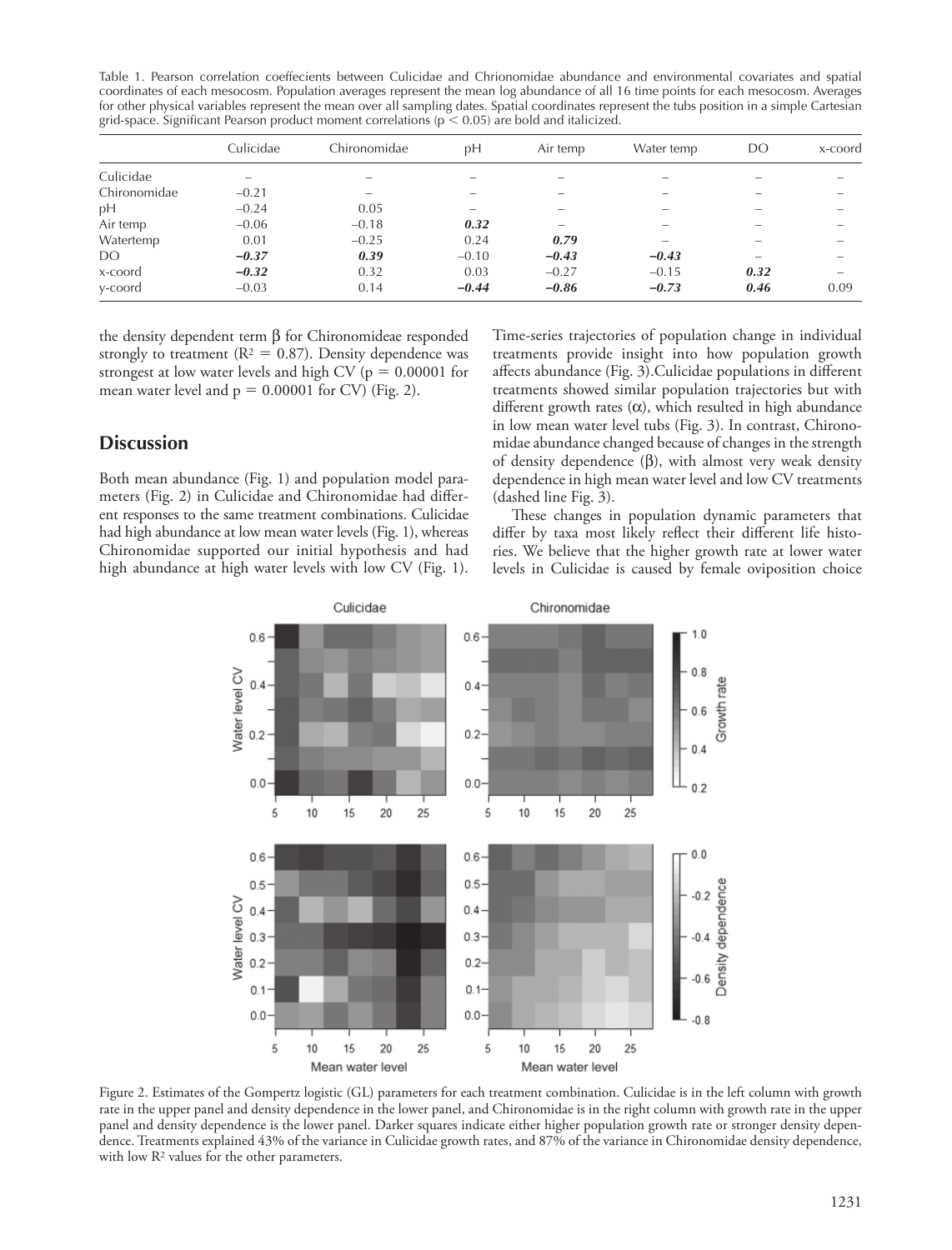Table 1. Pearson correlation coeffecients between Culicidae and Chrionomidae abundance and environmental covariates and spatial coordinates of each mesocosm. Population averages represent the mean log abundance of all 16 time points for each mesocosm. Averages for other physical variables represent the mean over all sampling dates. Spatial coordinates represent the tubs position in a simple Cartesian grid-space. Significant Pearson product moment correlations ($p < 0.05$) are bold and italicized.

| | Culicidae | Chironomidae | pH | Air temp | Water temp | DO | x-coord |
|---|---|---|---|---|---|---|---|
| Culicidae | – | – | – | – | – | – | – |
| Chironomidae | −0.21 | – | – | – | – | – | – |
| pH | −0.24 | 0.05 | – | – | – | – | – |
| Air temp | −0.06 | −0.18 | ***0.32*** | – | – | – | – |
| Watertemp | 0.01 | −0.25 | 0.24 | ***0.79*** | – | – | – |
| DO | ***−0.37*** | ***0.39*** | −0.10 | ***−0.43*** | ***−0.43*** | – | – |
| x-coord | ***−0.32*** | 0.32 | 0.03 | −0.27 | −0.15 | ***0.32*** | – |
| y-coord | −0.03 | 0.14 | ***−0.44*** | ***−0.86*** | ***−0.73*** | ***0.46*** | 0.09 |

the density dependent term β for Chironomideae responded strongly to treatment ($R^2 = 0.87$). Density dependence was strongest at low water levels and high CV ($p = 0.00001$ for mean water level and $p = 0.00001$ for CV) (Fig. 2).

## Discussion

Both mean abundance (Fig. 1) and population model parameters (Fig. 2) in Culicidae and Chironomidae had different responses to the same treatment combinations. Culicidae had high abundance at low mean water levels (Fig. 1), whereas Chironomidae supported our initial hypothesis and had high abundance at high water levels with low CV (Fig. 1). Time-series trajectories of population change in individual treatments provide insight into how population growth affects abundance (Fig. 3). Culicidae populations in different treatments showed similar population trajectories but with different growth rates (α), which resulted in high abundance in low mean water level tubs (Fig. 3). In contrast, Chironomidae abundance changed because of changes in the strength of density dependence (β), with almost very weak density dependence in high mean water level and low CV treatments (dashed line Fig. 3).

These changes in population dynamic parameters that differ by taxa most likely reflect their different life histories. We believe that the higher growth rate at lower water levels in Culicidae is caused by female oviposition choice

Figure 2. Estimates of the Gompertz logistic (GL) parameters for each treatment combination. Culicidae is in the left column with growth rate in the upper panel and density dependence in the lower panel, and Chironomidae is in the right column with growth rate in the upper panel and density dependence is the lower panel. Darker squares indicate either higher population growth rate or stronger density dependence. Treatments explained 43% of the variance in Culicidae growth rates, and 87% of the variance in Chironomidae density dependence, with low $R^2$ values for the other parameters.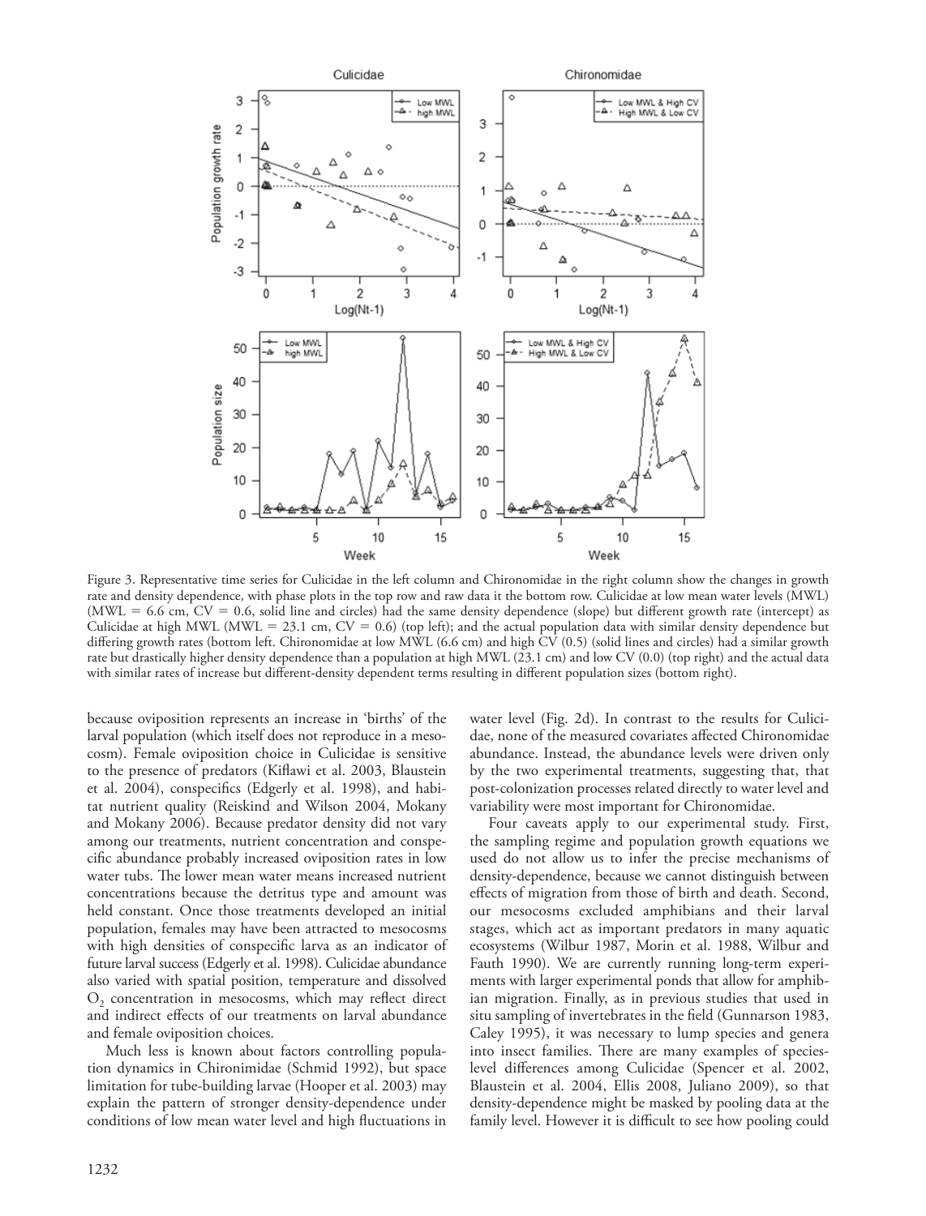Figure 3. Representative time series for Culicidae in the left column and Chironomidae in the right column show the changes in growth rate and density dependence, with phase plots in the top row and raw data it the bottom row. Culicidae at low mean water levels (MWL) (MWL = 6.6 cm, CV = 0.6, solid line and circles) had the same density dependence (slope) but different growth rate (intercept) as Culicidae at high MWL (MWL = 23.1 cm, CV = 0.6) (top left); and the actual population data with similar density dependence but differing growth rates (bottom left. Chironomidae at low MWL (6.6 cm) and high CV (0.5) (solid lines and circles) had a similar growth rate but drastically higher density dependence than a population at high MWL (23.1 cm) and low CV (0.0) (top right) and the actual data with similar rates of increase but different-density dependent terms resulting in different population sizes (bottom right).

because oviposition represents an increase in 'births' of the larval population (which itself does not reproduce in a mesocosm). Female oviposition choice in Culicidae is sensitive to the presence of predators (Kiflawi et al. 2003, Blaustein et al. 2004), conspecifics (Edgerly et al. 1998), and habitat nutrient quality (Reiskind and Wilson 2004, Mokany and Mokany 2006). Because predator density did not vary among our treatments, nutrient concentration and conspecific abundance probably increased oviposition rates in low water tubs. The lower mean water means increased nutrient concentrations because the detritus type and amount was held constant. Once those treatments developed an initial population, females may have been attracted to mesocosms with high densities of conspecific larva as an indicator of future larval success (Edgerly et al. 1998). Culicidae abundance also varied with spatial position, temperature and dissolved $O_2$ concentration in mesocosms, which may reflect direct and indirect effects of our treatments on larval abundance and female oviposition choices.

Much less is known about factors controlling population dynamics in Chironimidae (Schmid 1992), but space limitation for tube-building larvae (Hooper et al. 2003) may explain the pattern of stronger density-dependence under conditions of low mean water level and high fluctuations in water level (Fig. 2d). In contrast to the results for Culicidae, none of the measured covariates affected Chironomidae abundance. Instead, the abundance levels were driven only by the two experimental treatments, suggesting that, that post-colonization processes related directly to water level and variability were most important for Chironomidae.

Four caveats apply to our experimental study. First, the sampling regime and population growth equations we used do not allow us to infer the precise mechanisms of density-dependence, because we cannot distinguish between effects of migration from those of birth and death. Second, our mesocosms excluded amphibians and their larval stages, which act as important predators in many aquatic ecosystems (Wilbur 1987, Morin et al. 1988, Wilbur and Fauth 1990). We are currently running long-term experiments with larger experimental ponds that allow for amphibian migration. Finally, as in previous studies that used in situ sampling of invertebrates in the field (Gunnarson 1983, Caley 1995), it was necessary to lump species and genera into insect families. There are many examples of species-level differences among Culicidae (Spencer et al. 2002, Blaustein et al. 2004, Ellis 2008, Juliano 2009), so that density-dependence might be masked by pooling data at the family level. However it is difficult to see how pooling could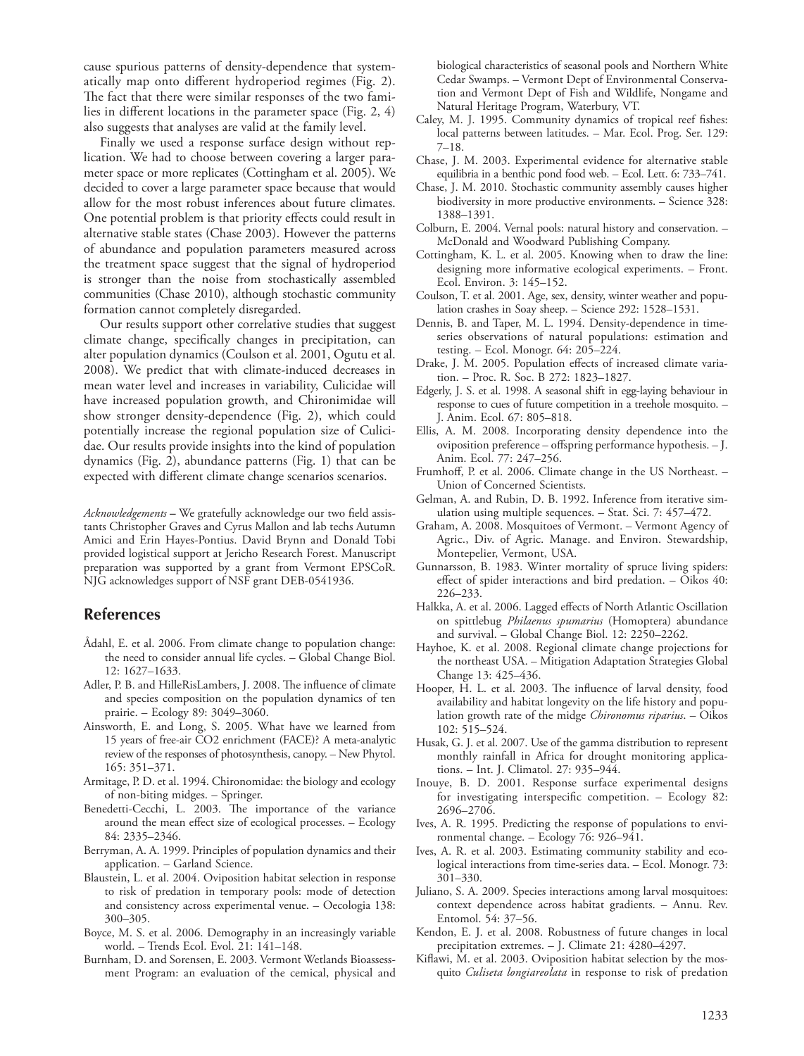cause spurious patterns of density-dependence that systematically map onto different hydroperiod regimes (Fig. 2). The fact that there were similar responses of the two families in different locations in the parameter space (Fig. 2, 4) also suggests that analyses are valid at the family level.

Finally we used a response surface design without replication. We had to choose between covering a larger parameter space or more replicates (Cottingham et al. 2005). We decided to cover a large parameter space because that would allow for the most robust inferences about future climates. One potential problem is that priority effects could result in alternative stable states (Chase 2003). However the patterns of abundance and population parameters measured across the treatment space suggest that the signal of hydroperiod is stronger than the noise from stochastically assembled communities (Chase 2010), although stochastic community formation cannot completely disregarded.

Our results support other correlative studies that suggest climate change, specifically changes in precipitation, can alter population dynamics (Coulson et al. 2001, Ogutu et al. 2008). We predict that with climate-induced decreases in mean water level and increases in variability, Culicidae will have increased population growth, and Chironimidae will show stronger density-dependence (Fig. 2), which could potentially increase the regional population size of Culicidae. Our results provide insights into the kind of population dynamics (Fig. 2), abundance patterns (Fig. 1) that can be expected with different climate change scenarios scenarios.

*Acknowledgements* – We gratefully acknowledge our two field assistants Christopher Graves and Cyrus Mallon and lab techs Autumn Amici and Erin Hayes-Pontius. David Brynn and Donald Tobi provided logistical support at Jericho Research Forest. Manuscript preparation was supported by a grant from Vermont EPSCoR. NJG acknowledges support of NSF grant DEB-0541936.

## References

Ådahl, E. et al. 2006. From climate change to population change: the need to consider annual life cycles. – Global Change Biol. 12: 1627–1633.

Adler, P. B. and HilleRisLambers, J. 2008. The influence of climate and species composition on the population dynamics of ten prairie. – Ecology 89: 3049–3060.

Ainsworth, E. and Long, S. 2005. What have we learned from 15 years of free-air CO2 enrichment (FACE)? A meta-analytic review of the responses of photosynthesis, canopy. – New Phytol. 165: 351–371.

Armitage, P. D. et al. 1994. Chironomidae: the biology and ecology of non-biting midges. – Springer.

Benedetti-Cecchi, L. 2003. The importance of the variance around the mean effect size of ecological processes. – Ecology 84: 2335–2346.

Berryman, A. A. 1999. Principles of population dynamics and their application. – Garland Science.

Blaustein, L. et al. 2004. Oviposition habitat selection in response to risk of predation in temporary pools: mode of detection and consistency across experimental venue. – Oecologia 138: 300–305.

Boyce, M. S. et al. 2006. Demography in an increasingly variable world. – Trends Ecol. Evol. 21: 141–148.

Burnham, D. and Sorensen, E. 2003. Vermont Wetlands Bioassessment Program: an evaluation of the cemical, physical and biological characteristics of seasonal pools and Northern White Cedar Swamps. – Vermont Dept of Environmental Conservation and Vermont Dept of Fish and Wildlife, Nongame and Natural Heritage Program, Waterbury, VT.

Caley, M. J. 1995. Community dynamics of tropical reef fishes: local patterns between latitudes. – Mar. Ecol. Prog. Ser. 129: 7–18.

Chase, J. M. 2003. Experimental evidence for alternative stable equilibria in a benthic pond food web. – Ecol. Lett. 6: 733–741.

Chase, J. M. 2010. Stochastic community assembly causes higher biodiversity in more productive environments. – Science 328: 1388–1391.

Colburn, E. 2004. Vernal pools: natural history and conservation. – McDonald and Woodward Publishing Company.

Cottingham, K. L. et al. 2005. Knowing when to draw the line: designing more informative ecological experiments. – Front. Ecol. Environ. 3: 145–152.

Coulson, T. et al. 2001. Age, sex, density, winter weather and population crashes in Soay sheep. – Science 292: 1528–1531.

Dennis, B. and Taper, M. L. 1994. Density-dependence in time-series observations of natural populations: estimation and testing. – Ecol. Monogr. 64: 205–224.

Drake, J. M. 2005. Population effects of increased climate variation. – Proc. R. Soc. B 272: 1823–1827.

Edgerly, J. S. et al. 1998. A seasonal shift in egg-laying behaviour in response to cues of future competition in a treehole mosquito. – J. Anim. Ecol. 67: 805–818.

Ellis, A. M. 2008. Incorporating density dependence into the oviposition preference – offspring performance hypothesis. – J. Anim. Ecol. 77: 247–256.

Frumhoff, P. et al. 2006. Climate change in the US Northeast. – Union of Concerned Scientists.

Gelman, A. and Rubin, D. B. 1992. Inference from iterative simulation using multiple sequences. – Stat. Sci. 7: 457–472.

Graham, A. 2008. Mosquitoes of Vermont. – Vermont Agency of Agric., Div. of Agric. Manage. and Environ. Stewardship, Montepelier, Vermont, USA.

Gunnarsson, B. 1983. Winter mortality of spruce living spiders: effect of spider interactions and bird predation. – Oikos 40: 226–233.

Halkka, A. et al. 2006. Lagged effects of North Atlantic Oscillation on spittlebug *Philaenus spumarius* (Homoptera) abundance and survival. – Global Change Biol. 12: 2250–2262.

Hayhoe, K. et al. 2008. Regional climate change projections for the northeast USA. – Mitigation Adaptation Strategies Global Change 13: 425–436.

Hooper, H. L. et al. 2003. The influence of larval density, food availability and habitat longevity on the life history and population growth rate of the midge *Chironomus riparius*. – Oikos 102: 515–524.

Husak, G. J. et al. 2007. Use of the gamma distribution to represent monthly rainfall in Africa for drought monitoring applications. – Int. J. Climatol. 27: 935–944.

Inouye, B. D. 2001. Response surface experimental designs for investigating interspecific competition. – Ecology 82: 2696–2706.

Ives, A. R. 1995. Predicting the response of populations to environmental change. – Ecology 76: 926–941.

Ives, A. R. et al. 2003. Estimating community stability and ecological interactions from time-series data. – Ecol. Monogr. 73: 301–330.

Juliano, S. A. 2009. Species interactions among larval mosquitoes: context dependence across habitat gradients. – Annu. Rev. Entomol. 54: 37–56.

Kendon, E. J. et al. 2008. Robustness of future changes in local precipitation extremes. – J. Climate 21: 4280–4297.

Kiflawi, M. et al. 2003. Oviposition habitat selection by the mosquito *Culiseta longiareolata* in response to risk of predation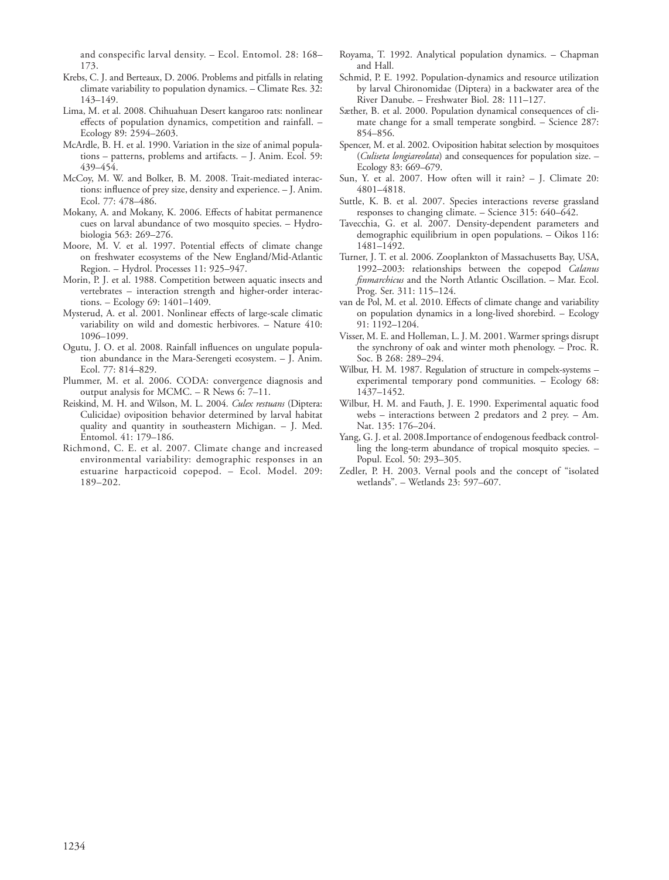and conspecific larval density. – Ecol. Entomol. 28: 168–173.

Krebs, C. J. and Berteaux, D. 2006. Problems and pitfalls in relating climate variability to population dynamics. – Climate Res. 32: 143–149.

Lima, M. et al. 2008. Chihuahuan Desert kangaroo rats: nonlinear effects of population dynamics, competition and rainfall. – Ecology 89: 2594–2603.

McArdle, B. H. et al. 1990. Variation in the size of animal populations – patterns, problems and artifacts. – J. Anim. Ecol. 59: 439–454.

McCoy, M. W. and Bolker, B. M. 2008. Trait-mediated interactions: influence of prey size, density and experience. – J. Anim. Ecol. 77: 478–486.

Mokany, A. and Mokany, K. 2006. Effects of habitat permanence cues on larval abundance of two mosquito species. – Hydrobiologia 563: 269–276.

Moore, M. V. et al. 1997. Potential effects of climate change on freshwater ecosystems of the New England/Mid-Atlantic Region. – Hydrol. Processes 11: 925–947.

Morin, P. J. et al. 1988. Competition between aquatic insects and vertebrates – interaction strength and higher-order interactions. – Ecology 69: 1401–1409.

Mysterud, A. et al. 2001. Nonlinear effects of large-scale climatic variability on wild and domestic herbivores. – Nature 410: 1096–1099.

Ogutu, J. O. et al. 2008. Rainfall influences on ungulate population abundance in the Mara-Serengeti ecosystem. – J. Anim. Ecol. 77: 814–829.

Plummer, M. et al. 2006. CODA: convergence diagnosis and output analysis for MCMC. – R News 6: 7–11.

Reiskind, M. H. and Wilson, M. L. 2004. *Culex restuans* (Diptera: Culicidae) oviposition behavior determined by larval habitat quality and quantity in southeastern Michigan. – J. Med. Entomol. 41: 179–186.

Richmond, C. E. et al. 2007. Climate change and increased environmental variability: demographic responses in an estuarine harpacticoid copepod. – Ecol. Model. 209: 189–202.

Royama, T. 1992. Analytical population dynamics. – Chapman and Hall.

Schmid, P. E. 1992. Population-dynamics and resource utilization by larval Chironomidae (Diptera) in a backwater area of the River Danube. – Freshwater Biol. 28: 111–127.

Sæther, B. et al. 2000. Population dynamical consequences of climate change for a small temperate songbird. – Science 287: 854–856.

Spencer, M. et al. 2002. Oviposition habitat selection by mosquitoes (*Culiseta longiareolata*) and consequences for population size. – Ecology 83: 669–679.

Sun, Y. et al. 2007. How often will it rain? – J. Climate 20: 4801–4818.

Suttle, K. B. et al. 2007. Species interactions reverse grassland responses to changing climate. – Science 315: 640–642.

Tavecchia, G. et al. 2007. Density-dependent parameters and demographic equilibrium in open populations. – Oikos 116: 1481–1492.

Turner, J. T. et al. 2006. Zooplankton of Massachusetts Bay, USA, 1992–2003: relationships between the copepod *Calanus finmarchicus* and the North Atlantic Oscillation. – Mar. Ecol. Prog. Ser. 311: 115–124.

van de Pol, M. et al. 2010. Effects of climate change and variability on population dynamics in a long-lived shorebird. – Ecology 91: 1192–1204.

Visser, M. E. and Holleman, L. J. M. 2001. Warmer springs disrupt the synchrony of oak and winter moth phenology. – Proc. R. Soc. B 268: 289–294.

Wilbur, H. M. 1987. Regulation of structure in compelx-systems – experimental temporary pond communities. – Ecology 68: 1437–1452.

Wilbur, H. M. and Fauth, J. E. 1990. Experimental aquatic food webs – interactions between 2 predators and 2 prey. – Am. Nat. 135: 176–204.

Yang, G. J. et al. 2008.Importance of endogenous feedback controlling the long-term abundance of tropical mosquito species. – Popul. Ecol. 50: 293–305.

Zedler, P. H. 2003. Vernal pools and the concept of "isolated wetlands". – Wetlands 23: 597–607.